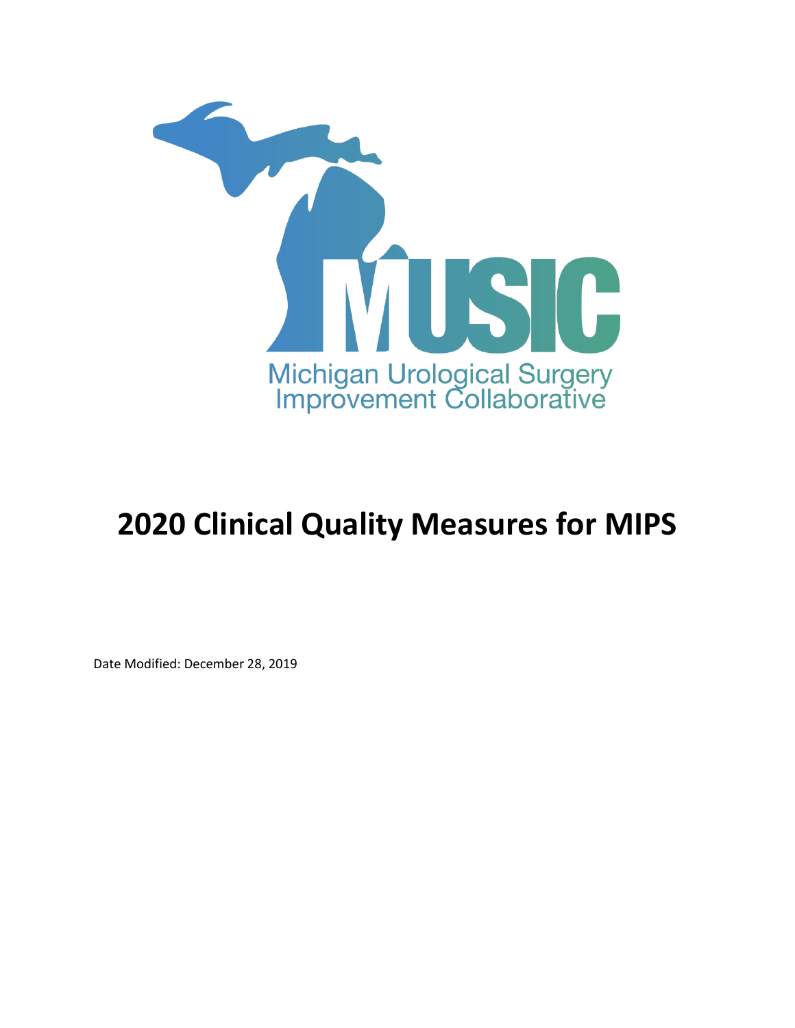MUSIC

Michigan Urological Surgery Improvement Collaborative

# 2020 Clinical Quality Measures for MIPS

Date Modified: December 28, 2019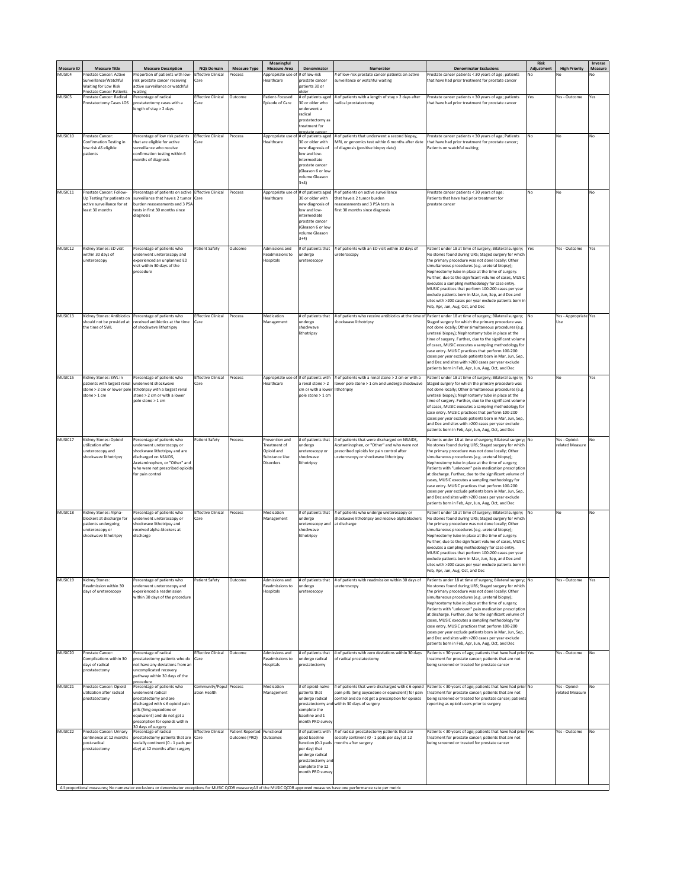| Measure ID | Measure Title | Measure Description | NQS Domain | Measure Type | Meaningful Measure Area | Denominator | Numerator | Denominator Exclusions | Risk Adjustment | High Priority | Inverse Measure |
|---|---|---|---|---|---|---|---|---|---|---|---|
| MUSIC4 | Prostate Cancer: Active Surveillance/Watchful Waiting for Low Risk Prostate Cancer Patients | Proportion of patients with low-risk prostate cancer receiving active surveillance or watchful waiting | Effective Clinical Care | Process | Appropriate use of Healthcare | # of low-risk prostate cancer patients 30 or older | # of low-risk prostate cancer patients on active surveillance or watchful waiting | Prostate cancer patients < 30 years of age; patients that have had prior treatment for prostate cancer | No | No | No |
| MUSIC5 | Prostate Cancer: Radical Prostatectomy Cases LOS | Percentage of radical prostatectomy cases with a length of stay > 2 days | Effective Clinical Care | Outcome | Patient-Focused Episode of Care | # of patients aged 30 or older who underwent a radical prostatectomy as treatment for prostate cancer | # of patients with a length of stay > 2 days after radical prostatectomy | Prostate cancer patients < 30 years of age; patients that have had prior treatment for prostate cancer | Yes | Yes - Outcome | Yes |
| MUSIC10 | Prostate Cancer: Confirmation Testing in low risk AS eligible patients | Percentage of low risk patients that are eligible for active surveillance who receive confirmation testing within 6 months of diagnosis | Effective Clinical Care | Process | Appropriate use of Healthcare | # of patients aged 30 or older with new diagnosis of low and low-intermediate prostate cancer (Gleason 6 or low volume Gleason 3+4) | # of patients that underwent a second biopsy, MRI, or genomics test within 6 months after date of diagnosis (positive biopsy date) | Prostate cancer patients < 30 years of age; Patients that have had prior treatment for prostate cancer; Patients on watchful waiting | No | No | No |
| MUSIC11 | Prostate Cancer: Follow-Up Testing for patients on active surveillance for at least 30 months | Percentage of patients on active surveillance that have ≥ 2 tumor burden reassessments and 3 PSA tests in first 30 months since diagnosis | Effective Clinical Care | Process | Appropriate use of Healthcare | # of patients aged 30 or older with new diagnosis of low and low-intermediate prostate cancer (Gleason 6 or low volume Gleason 3+4) | # of patients on active surveillance that have ≥ 2 tumor burden reassessments and 3 PSA tests in first 30 months since diagnosis | Prostate cancer patients < 30 years of age; Patients that have had prior treatment for prostate cancer | No | No | No |
| MUSIC12 | Kidney Stones: ED visit within 30 days of ureteroscopy | Percentage of patients who underwent ureteroscopy and experienced an unplanned ED visit within 30 days of the procedure | Patient Safety | Outcome | Admissions and Readmissions to Hospitals | # of patients that undergo ureteroscopy | # of patients with an ED visit within 30 days of ureteroscopy | Patient under 18 at time of surgery; Bilateral surgery; No stones found during URS; Staged surgery for which the primary procedure was not done locally; Other simultaneous procedures (e.g. ureteral biopsy); Nephrostomy tube in place at the time of surgery. Further, due to the significant volume of cases, MUSIC executes a sampling methodology for case entry. MUSIC practices that perform 100-200 cases per year exclude patients born in Mar, Jun, Sep, and Dec and sites with >200 cases per year exclude patients born in Feb, Apr, Jun, Aug, Oct, and Dec | Yes | Yes - Outcome | Yes |
| MUSIC13 | Kidney Stones: Antibiotics should not be provided at the time of SWL | Percentage of patients who received antibiotics at the time of shockwave lithotripsy | Effective Clinical Care | Process | Medication Management | # of patients that undergo shockwave lithotripsy | # of patients who receive antibiotics at the time of shockwave lithotripsy | Patient under 18 at time of surgery; Bilateral surgery; Staged surgery for which the primary procedure was not done locally; Other simultaneous procedures (e.g. ureteral biopsy); Nephrostomy tube in place at the time of surgery. Further, due to the significant volume of cases, MUSIC executes a sampling methodology for case entry. MUSIC practices that perform 100-200 cases per year exclude patients born in Mar, Jun, Sep, and Dec and sites with >200 cases per year exclude patients born in Feb, Apr, Jun, Aug, Oct, and Dec | No | Yes - Appropriate Use | Yes |
| MUSIC15 | Kidney Stones: SWL in patients with largest renal stone > 2 cm or lower pole stone > 1 cm | Percentage of patients who underwent shockwave lithotripsy with a largest renal stone > 2 cm or with a lower pole stone > 1 cm | Effective Clinical Care | Process | Appropriate use of Healthcare | # of patients with a renal stone > 2 cm or with a lower pole stone > 1 cm | # of patients with a renal stone > 2 cm or with a lower pole stone > 1 cm and undergo shockwave lithotripsy | Patient under 18 at time of surgery; Bilateral surgery; Staged surgery for which the primary procedure was not done locally; Other simultaneous procedures (e.g. ureteral biopsy); Nephrostomy tube in place at the time of surgery. Further, due to the significant volume of cases, MUSIC executes a sampling methodology for case entry. MUSIC practices that perform 100-200 cases per year exclude patients born in Mar, Jun, Sep, and Dec and sites with >200 cases per year exclude patients born in Feb, Apr, Jun, Aug, Oct, and Dec | No | No | Yes |
| MUSIC17 | Kidney Stones: Opioid utilization after ureteroscopy and shockwave lithotripsy | Percentage of patients who underwent ureteroscopy or shockwave lithotripsy and are discharged on NSAIDS, Acetaminophen, or "Other" and who were not prescribed opioids for pain control | Patient Safety | Process | Prevention and Treatment of Opioid and Substance Use Disorders | # of patients that undergo ureteroscopy or shockwave lithotripsy | # of patients that were discharged on NSAIDS, Acetaminophen, or "Other" and who were not prescribed opioids for pain control after ureteroscopy or shockwave lithotripsy | Patients under 18 at time of surgery; Bilateral surgery; No stones found during URS; Staged surgery for which the primary procedure was not done locally; Other simultaneous procedures (e.g. ureteral biopsy); Nephrostomy tube in place at the time of surgery; Patients with "unknown" pain medication prescription at discharge. Further, due to the significant volume of cases, MUSIC executes a sampling methodology for case entry. MUSIC practices that perform 100-200 cases per year exclude patients born in Mar, Jun, Sep, and Dec and sites with >200 cases per year exclude patients born in Feb, Apr, Jun, Aug, Oct, and Dec | No | Yes - Opioid-related Measure | No |
| MUSIC18 | Kidney Stones: Alpha-blockers at discharge for patients undergoing ureteroscopy or shockwave lithotripsy | Percentage of patients who underwent ureteroscopy or shockwave lithotripsy and received alpha-blockers at discharge | Effective Clinical Care | Process | Medication Management | # of patients that undergo ureteroscopy and shockwave lithotripsy | # of patients who undergo ureteroscopy or shockwave lithotripsy and receive alphablockers at discharge | Patient under 18 at time of surgery; Bilateral surgery; No stones found during URS; Staged surgery for which the primary procedure was not done locally; Other simultaneous procedures (e.g. ureteral biopsy); Nephrostomy tube in place at the time of surgery. Further, due to the significant volume of cases, MUSIC executes a sampling methodology for case entry. MUSIC practices that perform 100-200 cases per year exclude patients born in Mar, Jun, Sep, and Dec and sites with >200 cases per year exclude patients born in Feb, Apr, Jun, Aug, Oct, and Dec | No | No | No |
| MUSIC19 | Kidney Stones: Readmission within 30 days of ureteroscopy | Percentage of patients who underwent ureteroscopy and experienced a readmission within 30 days of the procedure | Patient Safety | Outcome | Admissions and Readmissions to Hospitals | # of patients that undergo ureteroscopy | # of patients with readmission within 30 days of ureteroscopy | Patients under 18 at time of surgery; Bilateral surgery; No stones found during URS; Staged surgery for which the primary procedure was not done locally; Other simultaneous procedures (e.g. ureteral biopsy); Nephrostomy tube in place at the time of surgery; Patients with "unknown" pain medication prescription at discharge. Further, due to the significant volume of cases, MUSIC executes a sampling methodology for case entry. MUSIC practices that perform 100-200 cases per year exclude patients born in Mar, Jun, Sep, and Dec and sites with >200 cases per year exclude patients born in Feb, Apr, Jun, Aug, Oct, and Dec | No | Yes - Outcome | Yes |
| MUSIC20 | Prostate Cancer: Complications within 30 days of radical prostatectomy | Percentage of radical prostatectomy patients who do not have any deviations from an uncomplicated recovery pathway within 30 days of the procedure | Effective Clinical Care | Outcome | Admissions and Readmissions to Hospitals | # of patients that undergo radical prostatectomy | # of patients with zero deviations within 30 days of radical prostatectomy | Patients < 30 years of age; patients that have had prior treatment for prostate cancer; patients that are not being screened or treated for prostate cancer | Yes | Yes - Outcome | No |
| MUSIC21 | Prostate Cancer: Opioid utilization after radical prostatectomy | Percentage of patients who underwent radical prostatectomy and are discharged with ≤ 6 opioid pain pills (5mg oxycodone or equivalent) and do not get a prescription for opioids within 30 days of surgery | Community/Population Health | Process | Medication Management | # of opioid-naive patients that undergo radical prostatectomy and complete the baseline and 1 month PRO survey | # of patients that were discharged with ≤ 6 opioid pain pills (5mg oxycodone or equivalent) for pain control and do not get a prescription for opioids within 30 days of surgery | Patients < 30 years of age; patients that have had prior treatment for prostate cancer; patients that are not being screened or treated for prostate cancer; patients reporting as opioid users prior to surgery | No | Yes - Opioid-related Measure | No |
| MUSIC22 | Prostate Cancer: Urinary continence at 12 months post-radical prostatectomy | Percentage of radical prostatectomy patients that are socially continent (0 - 1 pads per day) at 12 months after surgery | Effective Clinical Care | Patient Reported Outcome (PRO) | Functional Outcomes | # of patients with good baseline function (0-1 pads per day) that undergo radical prostatectomy and complete the 12 month PRO survey | # of radical prostatectomy patients that are socially continent (0 - 1 pads per day) at 12 months after surgery | Patients < 30 years of age; patients that have had prior treatment for prostate cancer; patients that are not being screened or treated for prostate cancer | Yes | Yes - Outcome | No |

All proportional measures; No numerator exclusions or denominator exceptions for MUSIC QCDR measure;All of the MUSIC QCDR approved measures have one performance rate per metric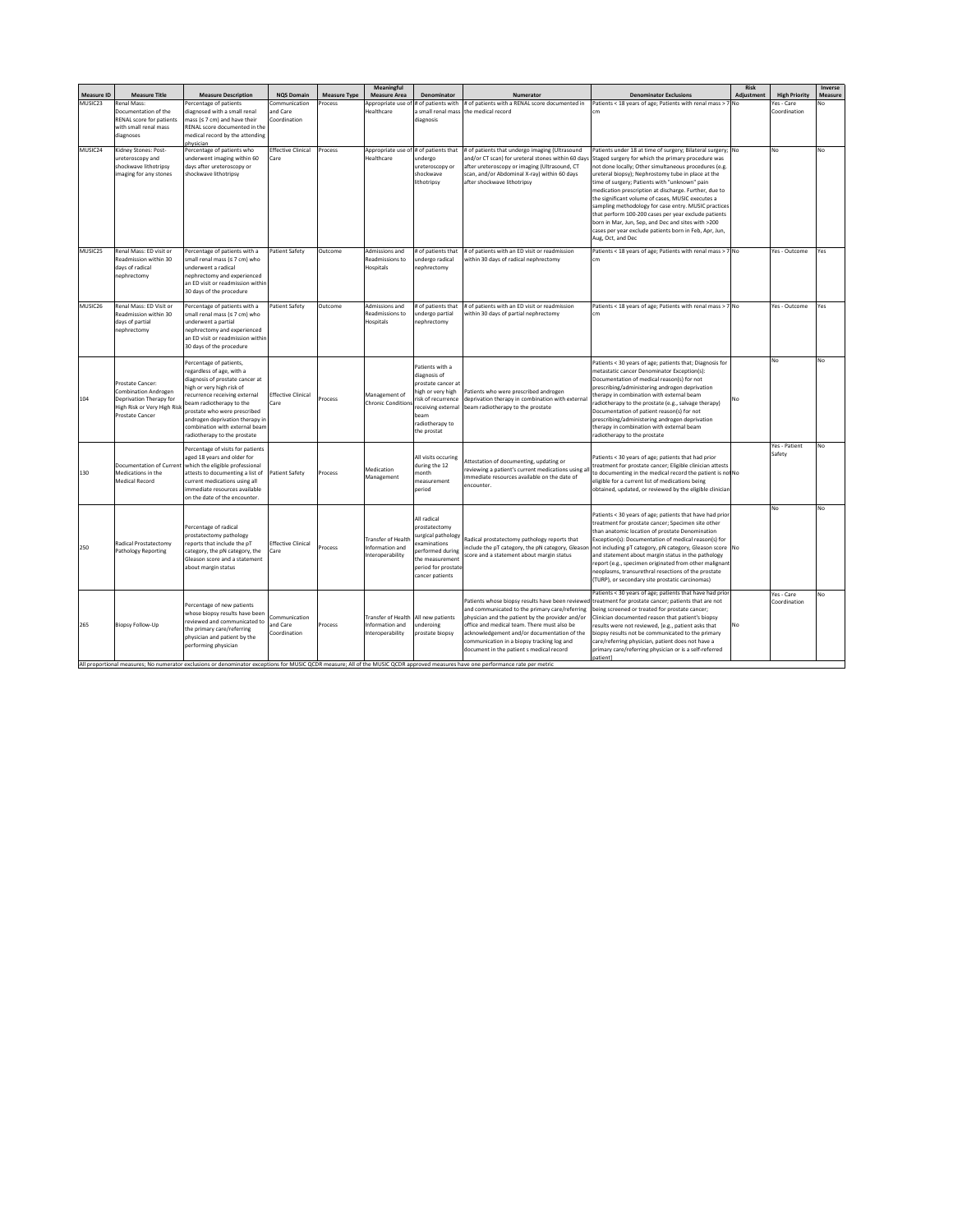| Measure ID | Measure Title | Measure Description | NQS Domain | Measure Type | Meaningful Measure Area | Denominator | Numerator | Denominator Exclusions | Risk Adjustment | High Priority | Inverse Measure |
|---|---|---|---|---|---|---|---|---|---|---|---|
| MUSIC23 | Renal Mass: Documentation of the RENAL score for patients with small renal mass diagnoses | Percentage of patients diagnosed with a small renal mass (≤ 7 cm) and have their RENAL score documented in the medical record by the attending physician | Communication and Care Coordination | Process | Appropriate use of Healthcare | # of patients with a small renal mass diagnosis | # of patients with a RENAL score documented in the medical record | Patients < 18 years of age; Patients with renal mass > 7 cm | No | Yes - Care Coordination | No |
| MUSIC24 | Kidney Stones: Post-ureteroscopy and shockwave lithotripsy imaging for any stones | Percentage of patients who underwent imaging within 60 days after ureteroscopy or shockwave lithotripsy | Effective Clinical Care | Process | Appropriate use of Healthcare | # of patients that undergo ureteroscopy or shockwave lithotripsy | # of patients that undergo imaging (Ultrasound and/or CT scan) for ureteral stones within 60 days after ureteroscopy or imaging (Ultrasound, CT scan, and/or Abdominal X-ray) within 60 days after shockwave lithotripsy | Patients under 18 at time of surgery; Bilateral surgery; Staged surgery for which the primary procedure was not done locally; Other simultaneous procedures (e.g. ureteral biopsy); Nephrostomy tube in place at the time of surgery; Patients with "unknown" pain medication prescription at discharge. Further, due to the significant volume of cases, MUSIC executes a sampling methodology for case entry. MUSIC practices that perform 100-200 cases per year exclude patients born in Mar, Jun, Sep, and Dec and sites with >200 cases per year exclude patients born in Feb, Apr, Jun, Aug, Oct, and Dec | No | No | No |
| MUSIC25 | Renal Mass: ED visit or Readmission within 30 days of radical nephrectomy | Percentage of patients with a small renal mass (≤ 7 cm) who underwent a radical nephrectomy and experienced an ED visit or readmission within 30 days of the procedure | Patient Safety | Outcome | Admissions and Readmissions to Hospitals | # of patients that undergo radical nephrectomy | # of patients with an ED visit or readmission within 30 days of radical nephrectomy | Patients < 18 years of age; Patients with renal mass > 7 cm | No | Yes - Outcome | Yes |
| MUSIC26 | Renal Mass: ED Visit or Readmission within 30 days of partial nephrectomy | Percentage of patients with a small renal mass (≤ 7 cm) who underwent a partial nephrectomy and experienced an ED visit or readmission within 30 days of the procedure | Patient Safety | Outcome | Admissions and Readmissions to Hospitals | # of patients that undergo partial nephrectomy | # of patients with an ED visit or readmission within 30 days of partial nephrectomy | Patients < 18 years of age; Patients with renal mass > 7 cm | No | Yes - Outcome | Yes |
| 104 | Prostate Cancer: Combination Androgen Deprivation Therapy for High Risk or Very High Risk Prostate Cancer | Percentage of patients, regardless of age, with a diagnosis of prostate cancer at high or very high risk of recurrence receiving external beam radiotherapy to the prostate who were prescribed androgen deprivation therapy in combination with external beam radiotherapy to the prostate | Effective Clinical Care | Process | Management of Chronic Conditions | Patients with a diagnosis of prostate cancer at high or very high risk of recurrence receiving external beam radiotherapy to the prostat | Patients who were prescribed androgen deprivation therapy in combination with external beam radiotherapy to the prostate | Patients < 30 years of age; patients that; Diagnosis for metastatic cancer Denominator Exception(s): Documentation of medical reason(s) for not prescribing/administering androgen deprivation therapy in combination with external beam radiotherapy to the prostate (e.g., salvage therapy) Documentation of patient reason(s) for not prescribing/administering androgen deprivation therapy in combination with external beam radiotherapy to the prostate | No | No | No |
| 130 | Documentation of Current Medications in the Medical Record | Percentage of visits for patients aged 18 years and older for which the eligible professional attests to documenting a list of current medications using all immediate resources available on the date of the encounter. | Patient Safety | Process | Medication Management | All visits occuring during the 12 month measurement period | Attestation of documenting, updating or reviewing a patient's current medications using all immediate resources available on the date of encounter. | Patients < 30 years of age; patients that had prior treatment for prostate cancer; Eligible clinician attests to documenting in the medical record the patient is not eligible for a current list of medications being obtained, updated, or reviewed by the eligible clinician | No | Yes - Patient Safety | No |
| 250 | Radical Prostatectomy Pathology Reporting | Percentage of radical prostatectomy pathology reports that include the pT category, the pN category, the Gleason score and a statement about margin status | Effective Clinical Care | Process | Transfer of Health Information and Interoperability | All radical prostatectomy surgical pathology examinations performed during the measurement period for prostate cancer patients | Radical prostatectomy pathology reports that include the pT category, the pN category, Gleason score and a statement about margin status | Patients < 30 years of age; patients that have had prior treatment for prostate cancer; Specimen site other than anatomic location of prostate Denomination Exception(s): Documentation of medical reason(s) for not including pT category, pN category, Gleason score and statement about margin status in the pathology report (e.g., specimen originated from other malignant neoplasms, transurethral resections of the prostate (TURP), or secondary site prostatic carcinomas) | No | No | No |
| 265 | Biopsy Follow-Up | Percentage of new patients whose biopsy results have been reviewed and communicated to the primary care/referring physician and patient by the performing physician | Communication and Care Coordination | Process | Transfer of Health Information and Interoperability | All new patients underoing prostate biopsy | Patients whose biopsy results have been reviewed and communicated to the primary care/referring physician and the patient by the provider and/or office and medical team. There must also be acknowledgement and/or documentation of the communication in a biopsy tracking log and document in the patient s medical record | Patients < 30 years of age; patients that have had prior treatment for prostate cancer; patients that are not being screened or treated for prostate cancer; Clinician documented reason that patient's biopsy results were not reviewed, [e.g., patient asks that biopsy results not be communicated to the primary care/referring physician, patient does not have a primary care/referring physician or is a self-referred patient] | No | Yes - Care Coordination | No |

All proportional measures; No numerator exclusions or denominator exceptions for MUSIC QCDR measure; All of the MUSIC QCDR approved measures have one performance rate per metric